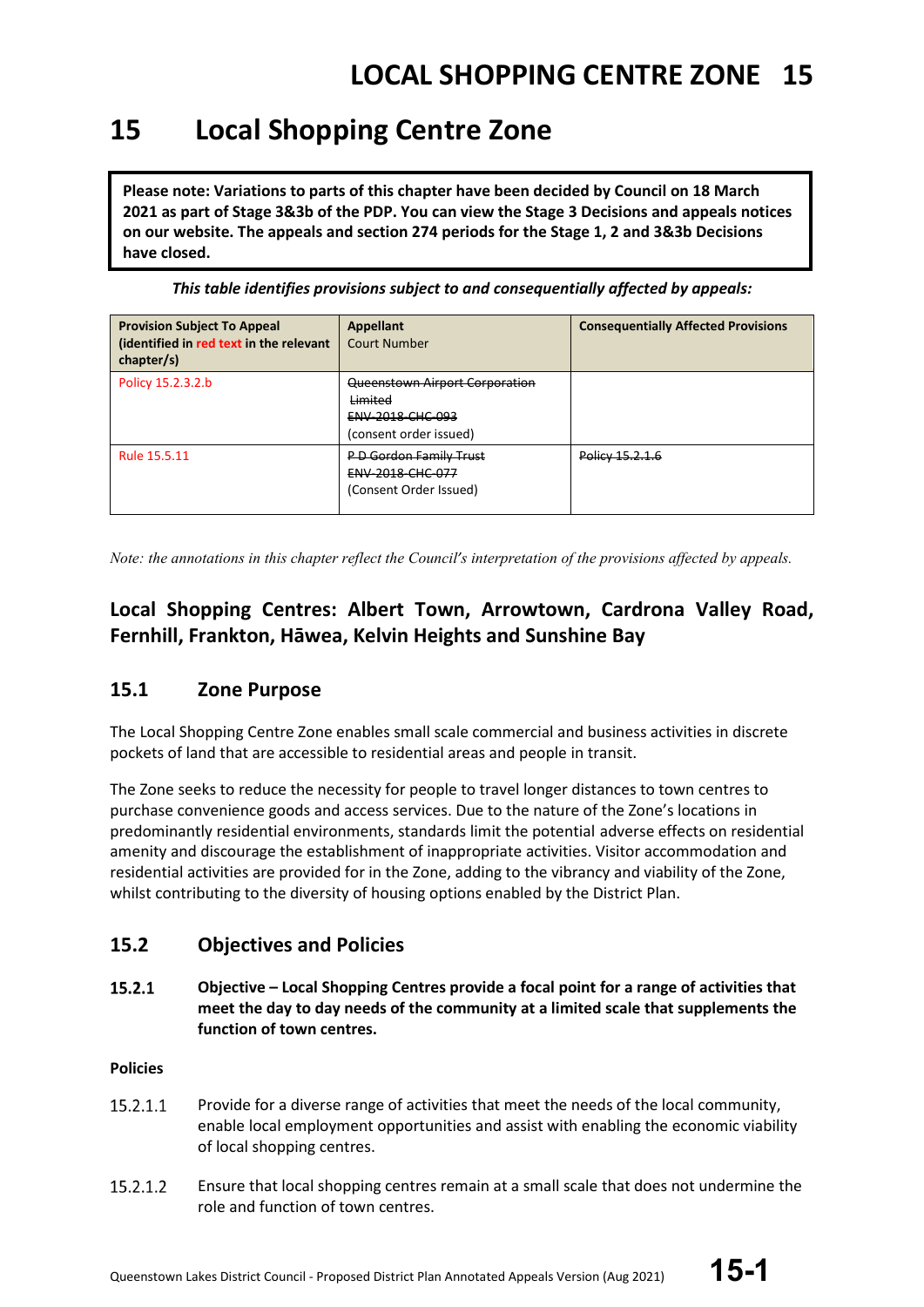# 15 Local Shopping Centre Zone

**Please note: Variations to parts of this chapter have been decided by Council on 18 March 2021 as part of Stage 3&3b of the PDP. You can view the Stage 3 Decisions and appeals notices on our website. The appeals and section 274 periods for the Stage 1, 2 and 3&3b Decisions have closed.**

*This table identifies provisions subject to and consequentially affected by appeals:*

| Provision Subject To Appeal (identified in red text in the relevant chapter/s) | Appellant Court Number | Consequentially Affected Provisions |
|---|---|---|
| Policy 15.2.3.2.b | ~~Queenstown Airport Corporation Limited~~ ~~ENV-2018-CHC-093~~ (consent order issued) | |
| Rule 15.5.11 | ~~P D Gordon Family Trust~~ ~~ENV-2018-CHC-077~~ (Consent Order Issued) | ~~Policy 15.2.1.6~~ |

*Note: the annotations in this chapter reflect the Council's interpretation of the provisions affected by appeals.*

### Local Shopping Centres: Albert Town, Arrowtown, Cardrona Valley Road, Fernhill, Frankton, Hāwea, Kelvin Heights and Sunshine Bay

## 15.1 Zone Purpose

The Local Shopping Centre Zone enables small scale commercial and business activities in discrete pockets of land that are accessible to residential areas and people in transit.

The Zone seeks to reduce the necessity for people to travel longer distances to town centres to purchase convenience goods and access services. Due to the nature of the Zone's locations in predominantly residential environments, standards limit the potential adverse effects on residential amenity and discourage the establishment of inappropriate activities. Visitor accommodation and residential activities are provided for in the Zone, adding to the vibrancy and viability of the Zone, whilst contributing to the diversity of housing options enabled by the District Plan.

## 15.2 Objectives and Policies

**15.2.1 Objective – Local Shopping Centres provide a focal point for a range of activities that meet the day to day needs of the community at a limited scale that supplements the function of town centres.**

**Policies**

15.2.1.1 Provide for a diverse range of activities that meet the needs of the local community, enable local employment opportunities and assist with enabling the economic viability of local shopping centres.

15.2.1.2 Ensure that local shopping centres remain at a small scale that does not undermine the role and function of town centres.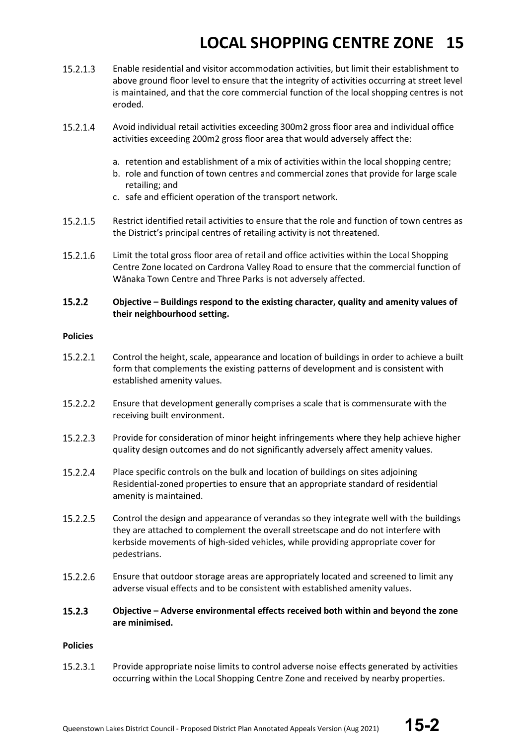15.2.1.3 Enable residential and visitor accommodation activities, but limit their establishment to above ground floor level to ensure that the integrity of activities occurring at street level is maintained, and that the core commercial function of the local shopping centres is not eroded.

15.2.1.4 Avoid individual retail activities exceeding 300m2 gross floor area and individual office activities exceeding 200m2 gross floor area that would adversely affect the:

a. retention and establishment of a mix of activities within the local shopping centre;
b. role and function of town centres and commercial zones that provide for large scale retailing; and
c. safe and efficient operation of the transport network.

15.2.1.5 Restrict identified retail activities to ensure that the role and function of town centres as the District's principal centres of retailing activity is not threatened.

15.2.1.6 Limit the total gross floor area of retail and office activities within the Local Shopping Centre Zone located on Cardrona Valley Road to ensure that the commercial function of Wānaka Town Centre and Three Parks is not adversely affected.

**15.2.2 Objective – Buildings respond to the existing character, quality and amenity values of their neighbourhood setting.**

**Policies**

15.2.2.1 Control the height, scale, appearance and location of buildings in order to achieve a built form that complements the existing patterns of development and is consistent with established amenity values.

15.2.2.2 Ensure that development generally comprises a scale that is commensurate with the receiving built environment.

15.2.2.3 Provide for consideration of minor height infringements where they help achieve higher quality design outcomes and do not significantly adversely affect amenity values.

15.2.2.4 Place specific controls on the bulk and location of buildings on sites adjoining Residential-zoned properties to ensure that an appropriate standard of residential amenity is maintained.

15.2.2.5 Control the design and appearance of verandas so they integrate well with the buildings they are attached to complement the overall streetscape and do not interfere with kerbside movements of high-sided vehicles, while providing appropriate cover for pedestrians.

15.2.2.6 Ensure that outdoor storage areas are appropriately located and screened to limit any adverse visual effects and to be consistent with established amenity values.

**15.2.3 Objective – Adverse environmental effects received both within and beyond the zone are minimised.**

**Policies**

15.2.3.1 Provide appropriate noise limits to control adverse noise effects generated by activities occurring within the Local Shopping Centre Zone and received by nearby properties.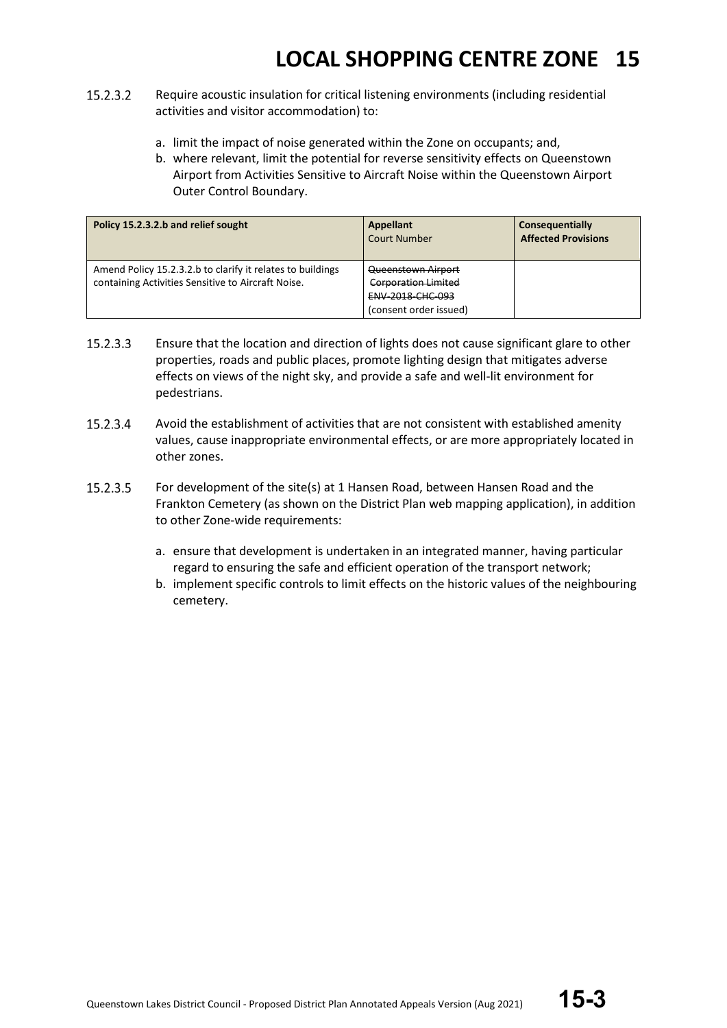15.2.3.2 Require acoustic insulation for critical listening environments (including residential activities and visitor accommodation) to:

a. limit the impact of noise generated within the Zone on occupants; and,
b. where relevant, limit the potential for reverse sensitivity effects on Queenstown Airport from Activities Sensitive to Aircraft Noise within the Queenstown Airport Outer Control Boundary.

| Policy 15.2.3.2.b and relief sought | Appellant Court Number | Consequentially Affected Provisions |
|---|---|---|
| Amend Policy 15.2.3.2.b to clarify it relates to buildings containing Activities Sensitive to Aircraft Noise. | ~~Queenstown Airport Corporation Limited ENV-2018-CHC-093~~ (consent order issued) | |

15.2.3.3 Ensure that the location and direction of lights does not cause significant glare to other properties, roads and public places, promote lighting design that mitigates adverse effects on views of the night sky, and provide a safe and well-lit environment for pedestrians.

15.2.3.4 Avoid the establishment of activities that are not consistent with established amenity values, cause inappropriate environmental effects, or are more appropriately located in other zones.

15.2.3.5 For development of the site(s) at 1 Hansen Road, between Hansen Road and the Frankton Cemetery (as shown on the District Plan web mapping application), in addition to other Zone-wide requirements:

a. ensure that development is undertaken in an integrated manner, having particular regard to ensuring the safe and efficient operation of the transport network;
b. implement specific controls to limit effects on the historic values of the neighbouring cemetery.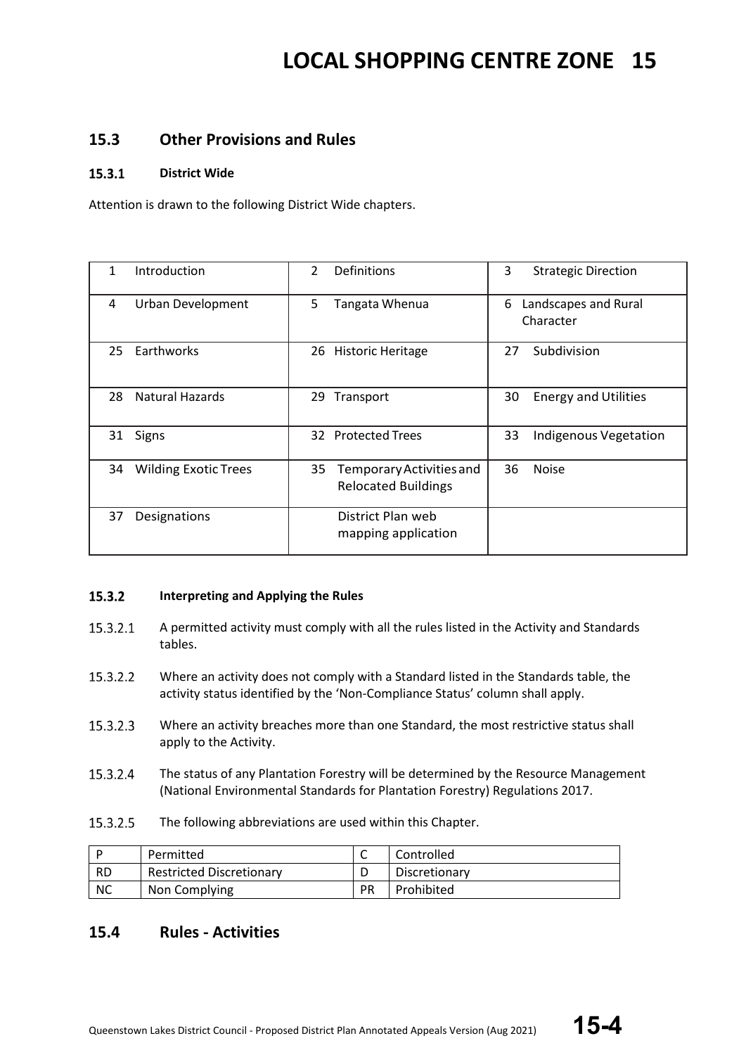# LOCAL SHOPPING CENTRE ZONE 15

## 15.3 Other Provisions and Rules

### 15.3.1 District Wide

Attention is drawn to the following District Wide chapters.

| | | |
|---|---|---|
| 1 Introduction | 2 Definitions | 3 Strategic Direction |
| 4 Urban Development | 5 Tangata Whenua | 6 Landscapes and Rural Character |
| 25 Earthworks | 26 Historic Heritage | 27 Subdivision |
| 28 Natural Hazards | 29 Transport | 30 Energy and Utilities |
| 31 Signs | 32 Protected Trees | 33 Indigenous Vegetation |
| 34 Wilding Exotic Trees | 35 Temporary Activities and Relocated Buildings | 36 Noise |
| 37 Designations | District Plan web mapping application | |

### 15.3.2 Interpreting and Applying the Rules

15.3.2.1 A permitted activity must comply with all the rules listed in the Activity and Standards tables.

15.3.2.2 Where an activity does not comply with a Standard listed in the Standards table, the activity status identified by the 'Non-Compliance Status' column shall apply.

15.3.2.3 Where an activity breaches more than one Standard, the most restrictive status shall apply to the Activity.

15.3.2.4 The status of any Plantation Forestry will be determined by the Resource Management (National Environmental Standards for Plantation Forestry) Regulations 2017.

15.3.2.5 The following abbreviations are used within this Chapter.

| | | | |
|---|---|---|---|
| P | Permitted | C | Controlled |
| RD | Restricted Discretionary | D | Discretionary |
| NC | Non Complying | PR | Prohibited |

## 15.4 Rules - Activities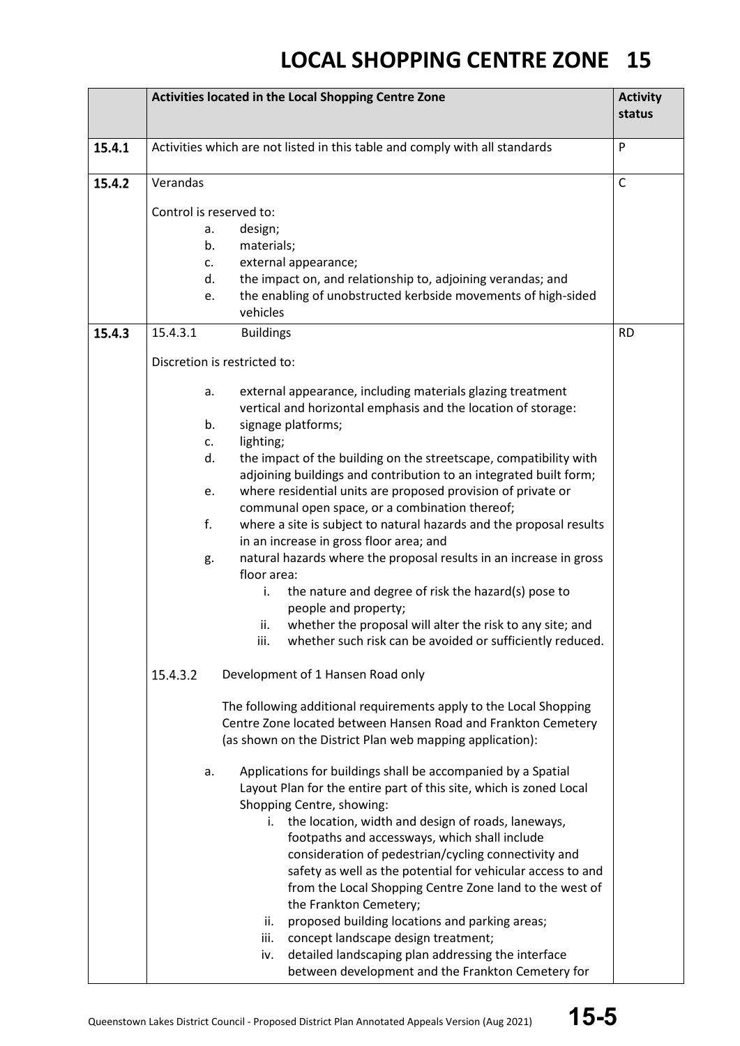# LOCAL SHOPPING CENTRE ZONE 15

| | Activities located in the Local Shopping Centre Zone | Activity status |
|---|---|---|
| 15.4.1 | Activities which are not listed in this table and comply with all standards | P |
| 15.4.2 | Verandas<br><br>Control is reserved to:<br>a. design;<br>b. materials;<br>c. external appearance;<br>d. the impact on, and relationship to, adjoining verandas; and<br>e. the enabling of unobstructed kerbside movements of high-sided vehicles | C |
| 15.4.3 | 15.4.3.1 Buildings<br><br>Discretion is restricted to:<br><br>a. external appearance, including materials glazing treatment vertical and horizontal emphasis and the location of storage:<br>b. signage platforms;<br>c. lighting;<br>d. the impact of the building on the streetscape, compatibility with adjoining buildings and contribution to an integrated built form;<br>e. where residential units are proposed provision of private or communal open space, or a combination thereof;<br>f. where a site is subject to natural hazards and the proposal results in an increase in gross floor area; and<br>g. natural hazards where the proposal results in an increase in gross floor area:<br>i. the nature and degree of risk the hazard(s) pose to people and property;<br>ii. whether the proposal will alter the risk to any site; and<br>iii. whether such risk can be avoided or sufficiently reduced.<br><br>15.4.3.2 Development of 1 Hansen Road only<br><br>The following additional requirements apply to the Local Shopping Centre Zone located between Hansen Road and Frankton Cemetery (as shown on the District Plan web mapping application):<br><br>a. Applications for buildings shall be accompanied by a Spatial Layout Plan for the entire part of this site, which is zoned Local Shopping Centre, showing:<br>i. the location, width and design of roads, laneways, footpaths and accessways, which shall include consideration of pedestrian/cycling connectivity and safety as well as the potential for vehicular access to and from the Local Shopping Centre Zone land to the west of the Frankton Cemetery;<br>ii. proposed building locations and parking areas;<br>iii. concept landscape design treatment;<br>iv. detailed landscaping plan addressing the interface between development and the Frankton Cemetery for | RD |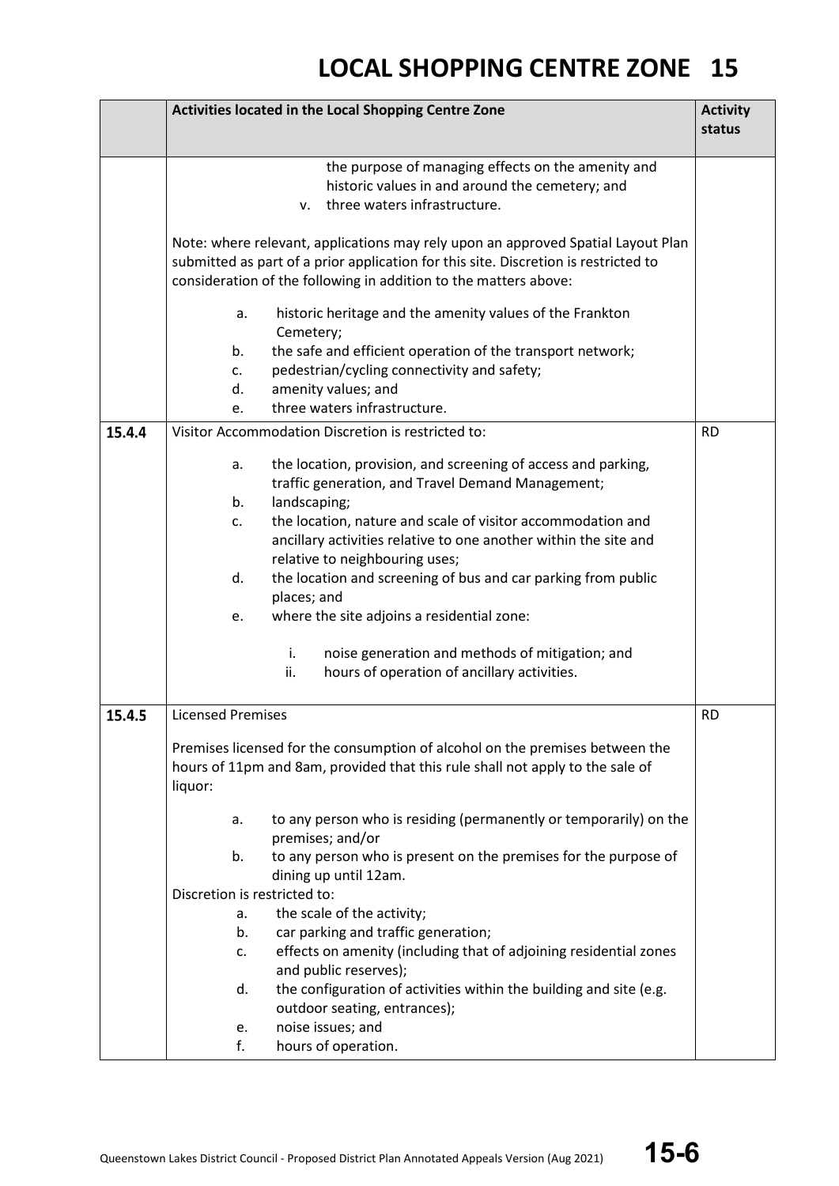| | Activities located in the Local Shopping Centre Zone | Activity status |
|---|---|---|
| | the purpose of managing effects on the amenity and historic values in and around the cemetery; and<br>v. three waters infrastructure.<br><br>Note: where relevant, applications may rely upon an approved Spatial Layout Plan submitted as part of a prior application for this site. Discretion is restricted to consideration of the following in addition to the matters above:<br><br>a. historic heritage and the amenity values of the Frankton Cemetery;<br>b. the safe and efficient operation of the transport network;<br>c. pedestrian/cycling connectivity and safety;<br>d. amenity values; and<br>e. three waters infrastructure. | |
| 15.4.4 | Visitor Accommodation Discretion is restricted to:<br><br>a. the location, provision, and screening of access and parking, traffic generation, and Travel Demand Management;<br>b. landscaping;<br>c. the location, nature and scale of visitor accommodation and ancillary activities relative to one another within the site and relative to neighbouring uses;<br>d. the location and screening of bus and car parking from public places; and<br>e. where the site adjoins a residential zone:<br><br>i. noise generation and methods of mitigation; and<br>ii. hours of operation of ancillary activities. | RD |
| 15.4.5 | Licensed Premises<br><br>Premises licensed for the consumption of alcohol on the premises between the hours of 11pm and 8am, provided that this rule shall not apply to the sale of liquor:<br><br>a. to any person who is residing (permanently or temporarily) on the premises; and/or<br>b. to any person who is present on the premises for the purpose of dining up until 12am.<br><br>Discretion is restricted to:<br>a. the scale of the activity;<br>b. car parking and traffic generation;<br>c. effects on amenity (including that of adjoining residential zones and public reserves);<br>d. the configuration of activities within the building and site (e.g. outdoor seating, entrances);<br>e. noise issues; and<br>f. hours of operation. | RD |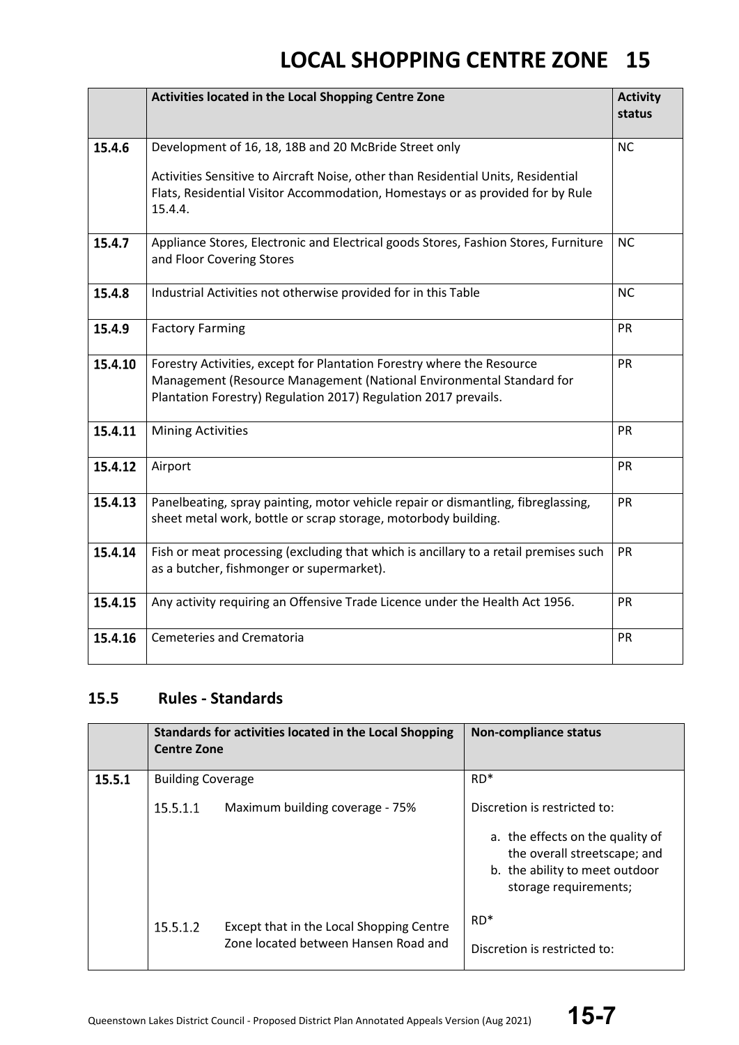| | Activities located in the Local Shopping Centre Zone | Activity status |
|---|---|---|
| **15.4.6** | Development of 16, 18, 18B and 20 McBride Street only<br><br>Activities Sensitive to Aircraft Noise, other than Residential Units, Residential Flats, Residential Visitor Accommodation, Homestays or as provided for by Rule 15.4.4. | NC |
| **15.4.7** | Appliance Stores, Electronic and Electrical goods Stores, Fashion Stores, Furniture and Floor Covering Stores | NC |
| **15.4.8** | Industrial Activities not otherwise provided for in this Table | NC |
| **15.4.9** | Factory Farming | PR |
| **15.4.10** | Forestry Activities, except for Plantation Forestry where the Resource Management (Resource Management (National Environmental Standard for Plantation Forestry) Regulation 2017) Regulation 2017 prevails. | PR |
| **15.4.11** | Mining Activities | PR |
| **15.4.12** | Airport | PR |
| **15.4.13** | Panelbeating, spray painting, motor vehicle repair or dismantling, fibreglassing, sheet metal work, bottle or scrap storage, motorbody building. | PR |
| **15.4.14** | Fish or meat processing (excluding that which is ancillary to a retail premises such as a butcher, fishmonger or supermarket). | PR |
| **15.4.15** | Any activity requiring an Offensive Trade Licence under the Health Act 1956. | PR |
| **15.4.16** | Cemeteries and Crematoria | PR |

## 15.5 Rules - Standards

| | Standards for activities located in the Local Shopping Centre Zone | Non-compliance status |
|---|---|---|
| **15.5.1** | Building Coverage<br><br>15.5.1.1 Maximum building coverage - 75% | RD*<br><br>Discretion is restricted to:<br><br>a. the effects on the quality of the overall streetscape; and<br>b. the ability to meet outdoor storage requirements; |
| | 15.5.1.2 Except that in the Local Shopping Centre Zone located between Hansen Road and | RD*<br><br>Discretion is restricted to: |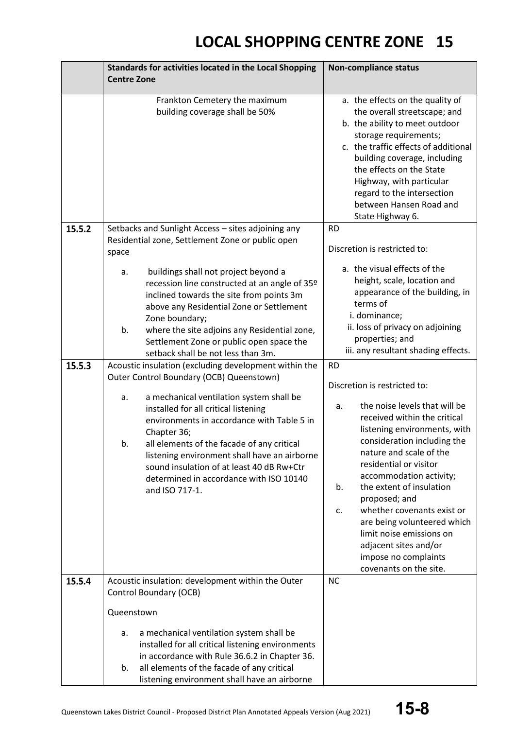# LOCAL SHOPPING CENTRE ZONE 15

| | Standards for activities located in the Local Shopping Centre Zone | Non-compliance status |
|---|---|---|
| | Frankton Cemetery the maximum building coverage shall be 50% | a. the effects on the quality of the overall streetscape; and<br>b. the ability to meet outdoor storage requirements;<br>c. the traffic effects of additional building coverage, including the effects on the State Highway, with particular regard to the intersection between Hansen Road and State Highway 6. |
| **15.5.2** | Setbacks and Sunlight Access – sites adjoining any Residential zone, Settlement Zone or public open space<br><br>a. buildings shall not project beyond a recession line constructed at an angle of 35º inclined towards the site from points 3m above any Residential Zone or Settlement Zone boundary;<br>b. where the site adjoins any Residential zone, Settlement Zone or public open space the setback shall be not less than 3m. | RD<br><br>Discretion is restricted to:<br><br>a. the visual effects of the height, scale, location and appearance of the building, in terms of<br>i. dominance;<br>ii. loss of privacy on adjoining properties; and<br>iii. any resultant shading effects. |
| **15.5.3** | Acoustic insulation (excluding development within the Outer Control Boundary (OCB) Queenstown)<br><br>a. a mechanical ventilation system shall be installed for all critical listening environments in accordance with Table 5 in Chapter 36;<br>b. all elements of the facade of any critical listening environment shall have an airborne sound insulation of at least 40 dB Rw+Ctr determined in accordance with ISO 10140 and ISO 717-1. | RD<br><br>Discretion is restricted to:<br><br>a. the noise levels that will be received within the critical listening environments, with consideration including the nature and scale of the residential or visitor accommodation activity;<br>b. the extent of insulation proposed; and<br>c. whether covenants exist or are being volunteered which limit noise emissions on adjacent sites and/or impose no complaints covenants on the site. |
| **15.5.4** | Acoustic insulation: development within the Outer Control Boundary (OCB)<br><br>Queenstown<br><br>a. a mechanical ventilation system shall be installed for all critical listening environments in accordance with Rule 36.6.2 in Chapter 36.<br>b. all elements of the facade of any critical listening environment shall have an airborne | NC |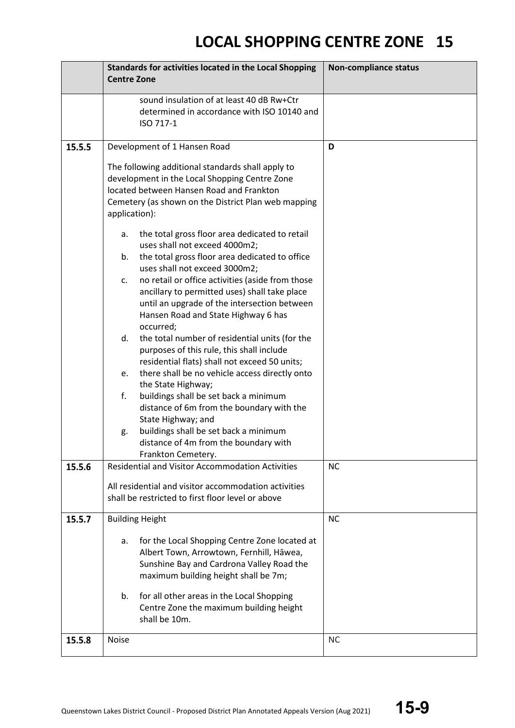# LOCAL SHOPPING CENTRE ZONE 15

| | Standards for activities located in the Local Shopping Centre Zone | Non-compliance status |
|---|---|---|
| | sound insulation of at least 40 dB Rw+Ctr determined in accordance with ISO 10140 and ISO 717-1 | |
| **15.5.5** | Development of 1 Hansen Road<br><br>The following additional standards shall apply to development in the Local Shopping Centre Zone located between Hansen Road and Frankton Cemetery (as shown on the District Plan web mapping application):<br><br>a. the total gross floor area dedicated to retail uses shall not exceed 4000m2;<br>b. the total gross floor area dedicated to office uses shall not exceed 3000m2;<br>c. no retail or office activities (aside from those ancillary to permitted uses) shall take place until an upgrade of the intersection between Hansen Road and State Highway 6 has occurred;<br>d. the total number of residential units (for the purposes of this rule, this shall include residential flats) shall not exceed 50 units;<br>e. there shall be no vehicle access directly onto the State Highway;<br>f. buildings shall be set back a minimum distance of 6m from the boundary with the State Highway; and<br>g. buildings shall be set back a minimum distance of 4m from the boundary with Frankton Cemetery. | **D** |
| **15.5.6** | Residential and Visitor Accommodation Activities<br><br>All residential and visitor accommodation activities shall be restricted to first floor level or above | NC |
| **15.5.7** | Building Height<br><br>a. for the Local Shopping Centre Zone located at Albert Town, Arrowtown, Fernhill, Hāwea, Sunshine Bay and Cardrona Valley Road the maximum building height shall be 7m;<br><br>b. for all other areas in the Local Shopping Centre Zone the maximum building height shall be 10m. | NC |
| **15.5.8** | Noise | NC |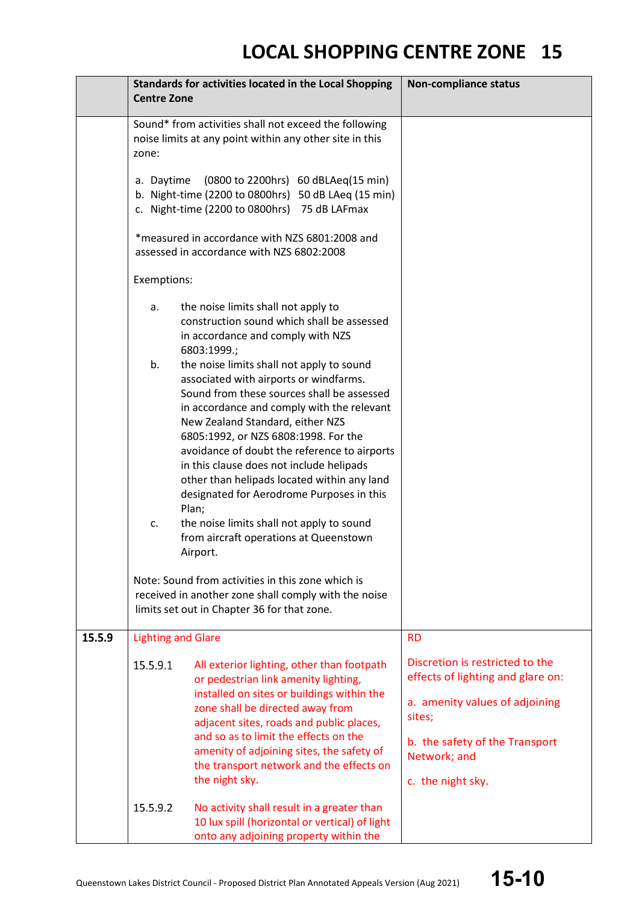# LOCAL SHOPPING CENTRE ZONE 15

| | Standards for activities located in the Local Shopping Centre Zone | Non-compliance status |
|---|---|---|
| | Sound* from activities shall not exceed the following noise limits at any point within any other site in this zone:<br><br>a. Daytime (0800 to 2200hrs) 60 dBLAeq(15 min)<br>b. Night-time (2200 to 0800hrs) 50 dB LAeq (15 min)<br>c. Night-time (2200 to 0800hrs) 75 dB LAFmax<br><br>*measured in accordance with NZS 6801:2008 and assessed in accordance with NZS 6802:2008<br><br>Exemptions:<br><br>a. the noise limits shall not apply to construction sound which shall be assessed in accordance and comply with NZS 6803:1999.;<br>b. the noise limits shall not apply to sound associated with airports or windfarms. Sound from these sources shall be assessed in accordance and comply with the relevant New Zealand Standard, either NZS 6805:1992, or NZS 6808:1998. For the avoidance of doubt the reference to airports in this clause does not include helipads other than helipads located within any land designated for Aerodrome Purposes in this Plan;<br>c. the noise limits shall not apply to sound from aircraft operations at Queenstown Airport.<br><br>Note: Sound from activities in this zone which is received in another zone shall comply with the noise limits set out in Chapter 36 for that zone. | |
| 15.5.9 | Lighting and Glare<br><br>15.5.9.1 All exterior lighting, other than footpath or pedestrian link amenity lighting, installed on sites or buildings within the zone shall be directed away from adjacent sites, roads and public places, and so as to limit the effects on the amenity of adjoining sites, the safety of the transport network and the effects on the night sky.<br><br>15.5.9.2 No activity shall result in a greater than 10 lux spill (horizontal or vertical) of light onto any adjoining property within the | RD<br><br>Discretion is restricted to the effects of lighting and glare on:<br><br>a. amenity values of adjoining sites;<br><br>b. the safety of the Transport Network; and<br><br>c. the night sky. |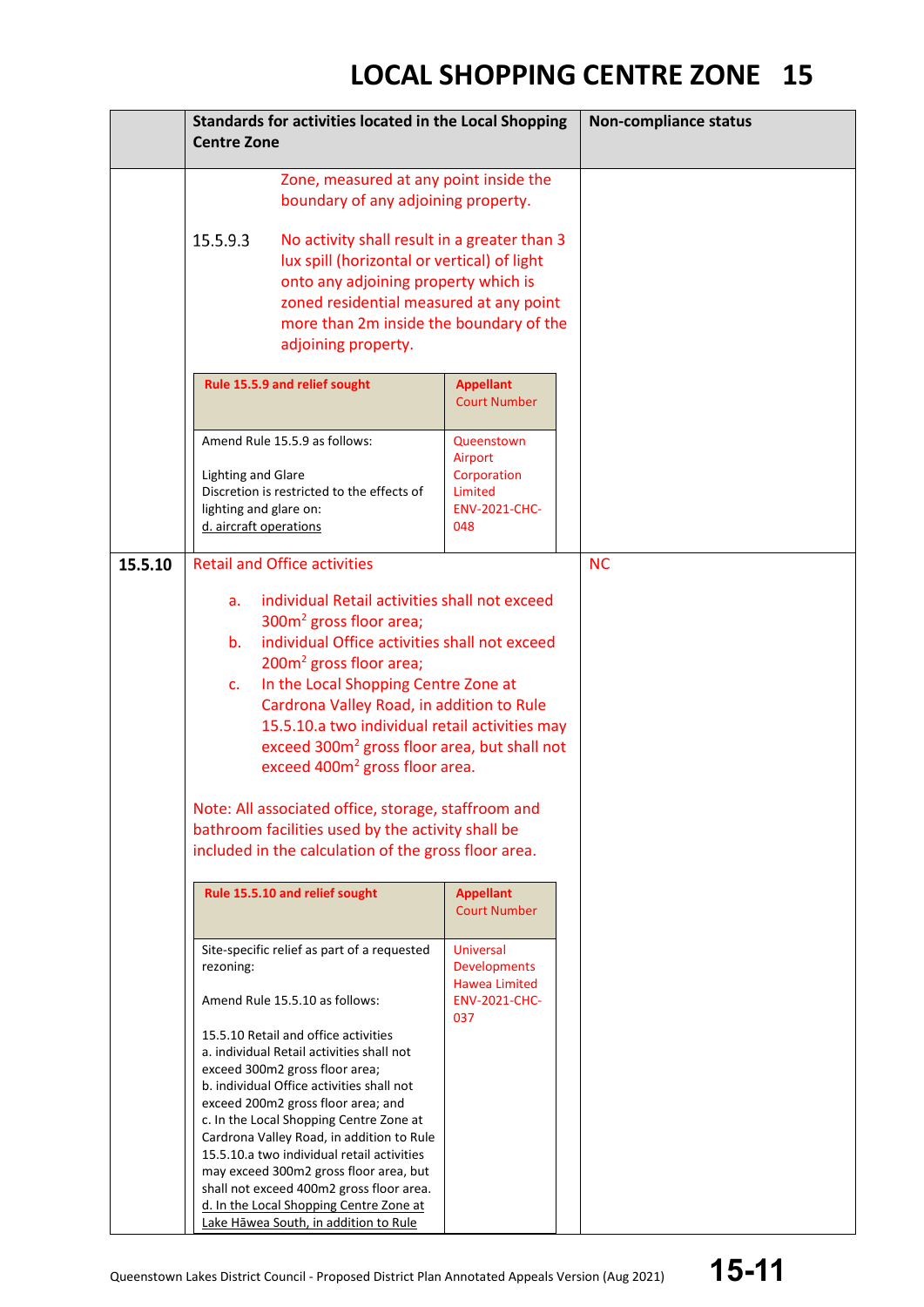# LOCAL SHOPPING CENTRE ZONE 15

| | Standards for activities located in the Local Shopping Centre Zone | Non-compliance status |
|---|---|---|
| | Zone, measured at any point inside the boundary of any adjoining property.<br><br>15.5.9.3 No activity shall result in a greater than 3 lux spill (horizontal or vertical) of light onto any adjoining property which is zoned residential measured at any point more than 2m inside the boundary of the adjoining property. | |

| Rule 15.5.9 and relief sought | Appellant Court Number |
|---|---|
| Amend Rule 15.5.9 as follows:<br><br>Lighting and Glare<br>Discretion is restricted to the effects of lighting and glare on:<br>d. aircraft operations | Queenstown Airport Corporation Limited ENV-2021-CHC-048 |

| | Standards for activities located in the Local Shopping Centre Zone | Non-compliance status |
|---|---|---|
| **15.5.10** | Retail and Office activities<br><br>a. individual Retail activities shall not exceed 300m² gross floor area;<br>b. individual Office activities shall not exceed 200m² gross floor area;<br>c. In the Local Shopping Centre Zone at Cardrona Valley Road, in addition to Rule 15.5.10.a two individual retail activities may exceed 300m² gross floor area, but shall not exceed 400m² gross floor area.<br><br>Note: All associated office, storage, staffroom and bathroom facilities used by the activity shall be included in the calculation of the gross floor area. | NC |

| Rule 15.5.10 and relief sought | Appellant Court Number |
|---|---|
| Site-specific relief as part of a requested rezoning:<br><br>Amend Rule 15.5.10 as follows:<br><br>15.5.10 Retail and office activities<br>a. individual Retail activities shall not exceed 300m2 gross floor area;<br>b. individual Office activities shall not exceed 200m2 gross floor area; and<br>c. In the Local Shopping Centre Zone at Cardrona Valley Road, in addition to Rule 15.5.10.a two individual retail activities may exceed 300m2 gross floor area, but shall not exceed 400m2 gross floor area.<br>d. In the Local Shopping Centre Zone at Lake Hāwea South, in addition to Rule | Universal Developments Hawea Limited ENV-2021-CHC-037 |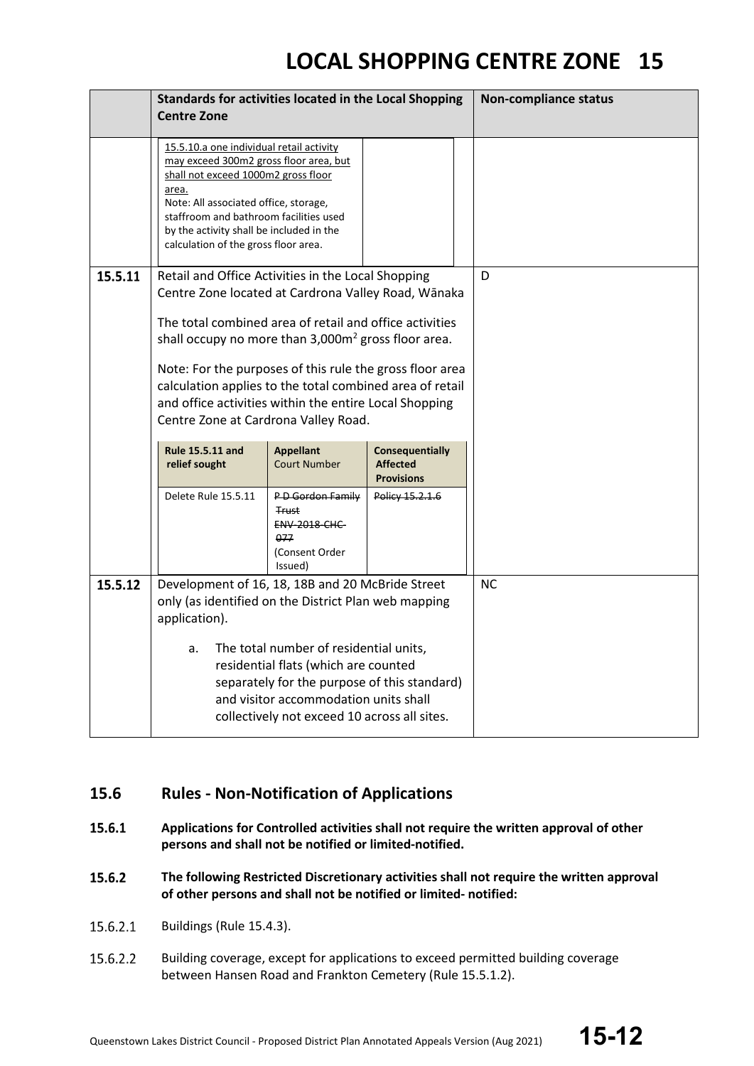# LOCAL SHOPPING CENTRE ZONE 15

| | Standards for activities located in the Local Shopping Centre Zone | Non-compliance status |
|---|---|---|
| | <u>15.5.10.a one individual retail activity may exceed 300m2 gross floor area, but shall not exceed 1000m2 gross floor area.</u><br>Note: All associated office, storage, staffroom and bathroom facilities used by the activity shall be included in the calculation of the gross floor area. | |
| **15.5.11** | Retail and Office Activities in the Local Shopping Centre Zone located at Cardrona Valley Road, Wānaka<br><br>The total combined area of retail and office activities shall occupy no more than 3,000m² gross floor area.<br><br>Note: For the purposes of this rule the gross floor area calculation applies to the total combined area of retail and office activities within the entire Local Shopping Centre Zone at Cardrona Valley Road. | D |
| **15.5.12** | Development of 16, 18, 18B and 20 McBride Street only (as identified on the District Plan web mapping application).<br><br>a. The total number of residential units, residential flats (which are counted separately for the purpose of this standard) and visitor accommodation units shall collectively not exceed 10 across all sites. | NC |

| Rule 15.5.11 and relief sought | Appellant Court Number | Consequentially Affected Provisions |
|---|---|---|
| Delete Rule 15.5.11 | ~~P D Gordon Family Trust ENV-2018-CHC-077~~ (Consent Order Issued) | ~~Policy 15.2.1.6~~ |

## 15.6 Rules - Non-Notification of Applications

**15.6.1 Applications for Controlled activities shall not require the written approval of other persons and shall not be notified or limited-notified.**

**15.6.2 The following Restricted Discretionary activities shall not require the written approval of other persons and shall not be notified or limited- notified:**

15.6.2.1 Buildings (Rule 15.4.3).

15.6.2.2 Building coverage, except for applications to exceed permitted building coverage between Hansen Road and Frankton Cemetery (Rule 15.5.1.2).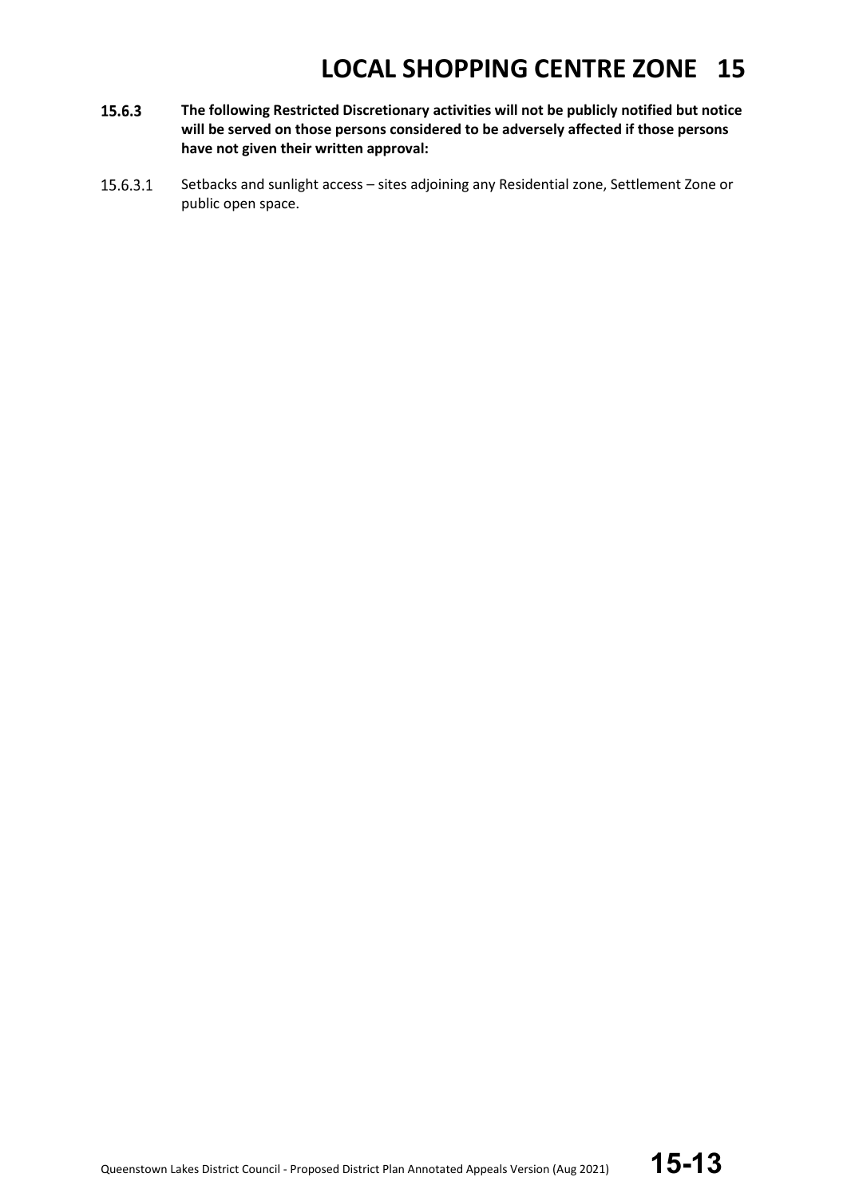**15.6.3 The following Restricted Discretionary activities will not be publicly notified but notice will be served on those persons considered to be adversely affected if those persons have not given their written approval:**

15.6.3.1 Setbacks and sunlight access – sites adjoining any Residential zone, Settlement Zone or public open space.